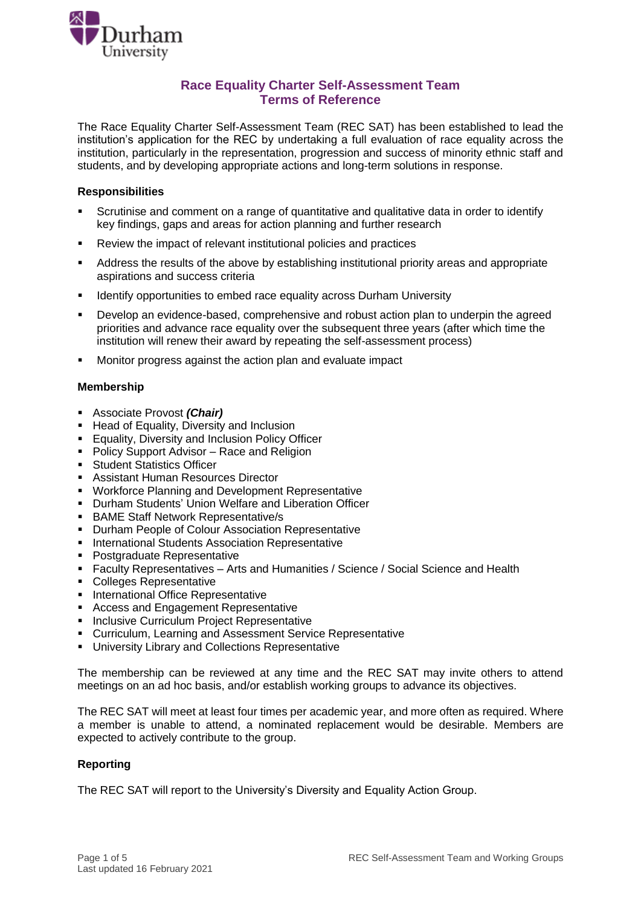# Race Equality Charter Self-Assessment Team
## Terms of Reference

The Race Equality Charter Self-Assessment Team (REC SAT) has been established to lead the institution's application for the REC by undertaking a full evaluation of race equality across the institution, particularly in the representation, progression and success of minority ethnic staff and students, and by developing appropriate actions and long-term solutions in response.

### Responsibilities

- Scrutinise and comment on a range of quantitative and qualitative data in order to identify key findings, gaps and areas for action planning and further research
- Review the impact of relevant institutional policies and practices
- Address the results of the above by establishing institutional priority areas and appropriate aspirations and success criteria
- Identify opportunities to embed race equality across Durham University
- Develop an evidence-based, comprehensive and robust action plan to underpin the agreed priorities and advance race equality over the subsequent three years (after which time the institution will renew their award by repeating the self-assessment process)
- Monitor progress against the action plan and evaluate impact

### Membership

- Associate Provost ***(Chair)***
- Head of Equality, Diversity and Inclusion
- Equality, Diversity and Inclusion Policy Officer
- Policy Support Advisor – Race and Religion
- Student Statistics Officer
- Assistant Human Resources Director
- Workforce Planning and Development Representative
- Durham Students' Union Welfare and Liberation Officer
- BAME Staff Network Representative/s
- Durham People of Colour Association Representative
- International Students Association Representative
- Postgraduate Representative
- Faculty Representatives – Arts and Humanities / Science / Social Science and Health
- Colleges Representative
- International Office Representative
- Access and Engagement Representative
- Inclusive Curriculum Project Representative
- Curriculum, Learning and Assessment Service Representative
- University Library and Collections Representative

The membership can be reviewed at any time and the REC SAT may invite others to attend meetings on an ad hoc basis, and/or establish working groups to advance its objectives.

The REC SAT will meet at least four times per academic year, and more often as required. Where a member is unable to attend, a nominated replacement would be desirable. Members are expected to actively contribute to the group.

### Reporting

The REC SAT will report to the University's Diversity and Equality Action Group.

Last updated 16 February 2021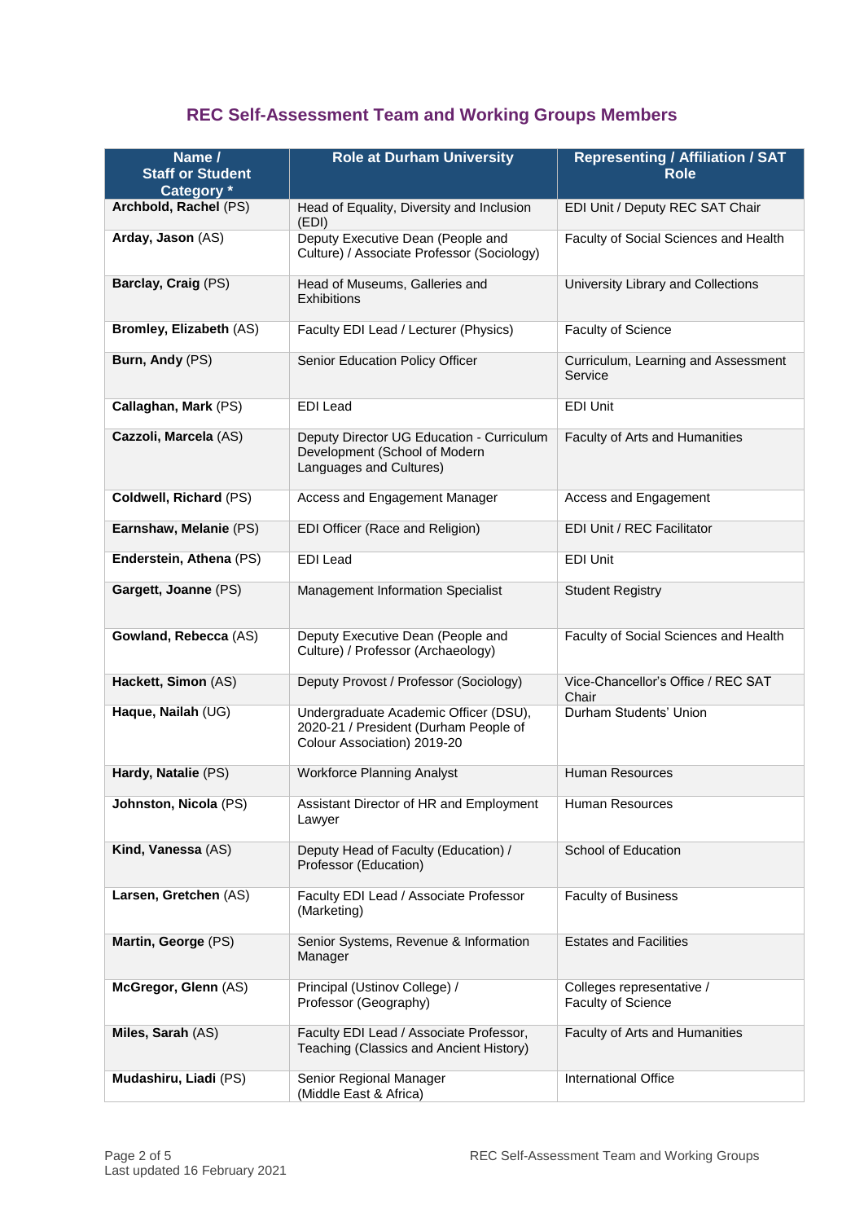## REC Self-Assessment Team and Working Groups Members

| Name / Staff or Student Category * | Role at Durham University | Representing / Affiliation / SAT Role |
|---|---|---|
| **Archbold, Rachel** (PS) | Head of Equality, Diversity and Inclusion (EDI) | EDI Unit / Deputy REC SAT Chair |
| **Arday, Jason** (AS) | Deputy Executive Dean (People and Culture) / Associate Professor (Sociology) | Faculty of Social Sciences and Health |
| **Barclay, Craig** (PS) | Head of Museums, Galleries and Exhibitions | University Library and Collections |
| **Bromley, Elizabeth** (AS) | Faculty EDI Lead / Lecturer (Physics) | Faculty of Science |
| **Burn, Andy** (PS) | Senior Education Policy Officer | Curriculum, Learning and Assessment Service |
| **Callaghan, Mark** (PS) | EDI Lead | EDI Unit |
| **Cazzoli, Marcela** (AS) | Deputy Director UG Education - Curriculum Development (School of Modern Languages and Cultures) | Faculty of Arts and Humanities |
| **Coldwell, Richard** (PS) | Access and Engagement Manager | Access and Engagement |
| **Earnshaw, Melanie** (PS) | EDI Officer (Race and Religion) | EDI Unit / REC Facilitator |
| **Enderstein, Athena** (PS) | EDI Lead | EDI Unit |
| **Gargett, Joanne** (PS) | Management Information Specialist | Student Registry |
| **Gowland, Rebecca** (AS) | Deputy Executive Dean (People and Culture) / Professor (Archaeology) | Faculty of Social Sciences and Health |
| **Hackett, Simon** (AS) | Deputy Provost / Professor (Sociology) | Vice-Chancellor's Office / REC SAT Chair |
| **Haque, Nailah** (UG) | Undergraduate Academic Officer (DSU), 2020-21 / President (Durham People of Colour Association) 2019-20 | Durham Students' Union |
| **Hardy, Natalie** (PS) | Workforce Planning Analyst | Human Resources |
| **Johnston, Nicola** (PS) | Assistant Director of HR and Employment Lawyer | Human Resources |
| **Kind, Vanessa** (AS) | Deputy Head of Faculty (Education) / Professor (Education) | School of Education |
| **Larsen, Gretchen** (AS) | Faculty EDI Lead / Associate Professor (Marketing) | Faculty of Business |
| **Martin, George** (PS) | Senior Systems, Revenue & Information Manager | Estates and Facilities |
| **McGregor, Glenn** (AS) | Principal (Ustinov College) / Professor (Geography) | Colleges representative / Faculty of Science |
| **Miles, Sarah** (AS) | Faculty EDI Lead / Associate Professor, Teaching (Classics and Ancient History) | Faculty of Arts and Humanities |
| **Mudashiru, Liadi** (PS) | Senior Regional Manager (Middle East & Africa) | International Office |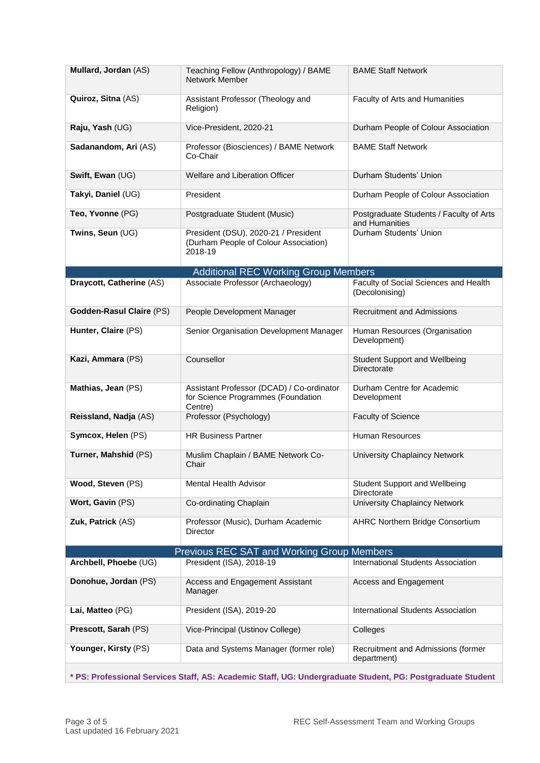| | | |
|---|---|---|
| **Mullard, Jordan** (AS) | Teaching Fellow (Anthropology) / BAME Network Member | BAME Staff Network |
| **Quiroz, Sitna** (AS) | Assistant Professor (Theology and Religion) | Faculty of Arts and Humanities |
| **Raju, Yash** (UG) | Vice-President, 2020-21 | Durham People of Colour Association |
| **Sadanandom, Ari** (AS) | Professor (Biosciences) / BAME Network Co-Chair | BAME Staff Network |
| **Swift, Ewan** (UG) | Welfare and Liberation Officer | Durham Students' Union |
| **Takyi, Daniel** (UG) | President | Durham People of Colour Association |
| **Teo, Yvonne** (PG) | Postgraduate Student (Music) | Postgraduate Students / Faculty of Arts and Humanities |
| **Twins, Seun** (UG) | President (DSU), 2020-21 / President (Durham People of Colour Association) 2018-19 | Durham Students' Union |
| **Additional REC Working Group Members** | | |
| **Draycott, Catherine** (AS) | Associate Professor (Archaeology) | Faculty of Social Sciences and Health (Decolonising) |
| **Godden-Rasul Claire** (PS) | People Development Manager | Recruitment and Admissions |
| **Hunter, Claire** (PS) | Senior Organisation Development Manager | Human Resources (Organisation Development) |
| **Kazi, Ammara** (PS) | Counsellor | Student Support and Wellbeing Directorate |
| **Mathias, Jean** (PS) | Assistant Professor (DCAD) / Co-ordinator for Science Programmes (Foundation Centre) | Durham Centre for Academic Development |
| **Reissland, Nadja** (AS) | Professor (Psychology) | Faculty of Science |
| **Symcox, Helen** (PS) | HR Business Partner | Human Resources |
| **Turner, Mahshid** (PS) | Muslim Chaplain / BAME Network Co-Chair | University Chaplaincy Network |
| **Wood, Steven** (PS) | Mental Health Advisor | Student Support and Wellbeing Directorate |
| **Wort, Gavin** (PS) | Co-ordinating Chaplain | University Chaplaincy Network |
| **Zuk, Patrick** (AS) | Professor (Music), Durham Academic Director | AHRC Northern Bridge Consortium |
| **Previous REC SAT and Working Group Members** | | |
| **Archbell, Phoebe** (UG) | President (ISA), 2018-19 | International Students Association |
| **Donohue, Jordan** (PS) | Access and Engagement Assistant Manager | Access and Engagement |
| **Lai, Matteo** (PG) | President (ISA), 2019-20 | International Students Association |
| **Prescott, Sarah** (PS) | Vice-Principal (Ustinov College) | Colleges |
| **Younger, Kirsty** (PS) | Data and Systems Manager (former role) | Recruitment and Admissions (former department) |

**\* PS: Professional Services Staff, AS: Academic Staff, UG: Undergraduate Student, PG: Postgraduate Student**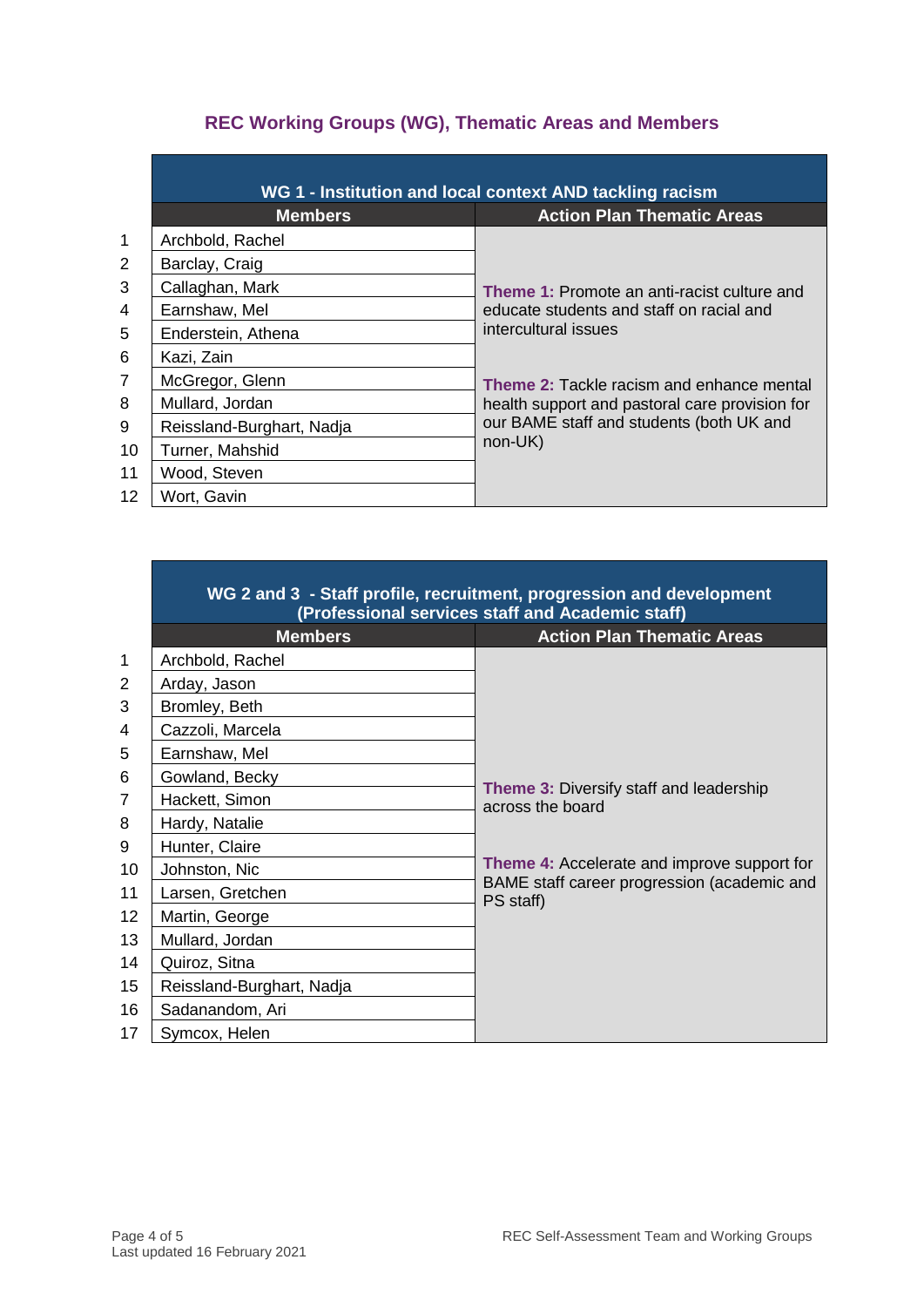## REC Working Groups (WG), Thematic Areas and Members

| | WG 1 - Institution and local context AND tackling racism | |
|---|---|---|
| | **Members** | **Action Plan Thematic Areas** |
| 1 | Archbold, Rachel | **Theme 1:** Promote an anti-racist culture and educate students and staff on racial and intercultural issues<br><br>**Theme 2:** Tackle racism and enhance mental health support and pastoral care provision for our BAME staff and students (both UK and non-UK) |
| 2 | Barclay, Craig | |
| 3 | Callaghan, Mark | |
| 4 | Earnshaw, Mel | |
| 5 | Enderstein, Athena | |
| 6 | Kazi, Zain | |
| 7 | McGregor, Glenn | |
| 8 | Mullard, Jordan | |
| 9 | Reissland-Burghart, Nadja | |
| 10 | Turner, Mahshid | |
| 11 | Wood, Steven | |
| 12 | Wort, Gavin | |

| | WG 2 and 3 - Staff profile, recruitment, progression and development (Professional services staff and Academic staff) | |
|---|---|---|
| | **Members** | **Action Plan Thematic Areas** |
| 1 | Archbold, Rachel | **Theme 3:** Diversify staff and leadership across the board<br><br>**Theme 4:** Accelerate and improve support for BAME staff career progression (academic and PS staff) |
| 2 | Arday, Jason | |
| 3 | Bromley, Beth | |
| 4 | Cazzoli, Marcela | |
| 5 | Earnshaw, Mel | |
| 6 | Gowland, Becky | |
| 7 | Hackett, Simon | |
| 8 | Hardy, Natalie | |
| 9 | Hunter, Claire | |
| 10 | Johnston, Nic | |
| 11 | Larsen, Gretchen | |
| 12 | Martin, George | |
| 13 | Mullard, Jordan | |
| 14 | Quiroz, Sitna | |
| 15 | Reissland-Burghart, Nadja | |
| 16 | Sadanandom, Ari | |
| 17 | Symcox, Helen | |

Last updated 16 February 2021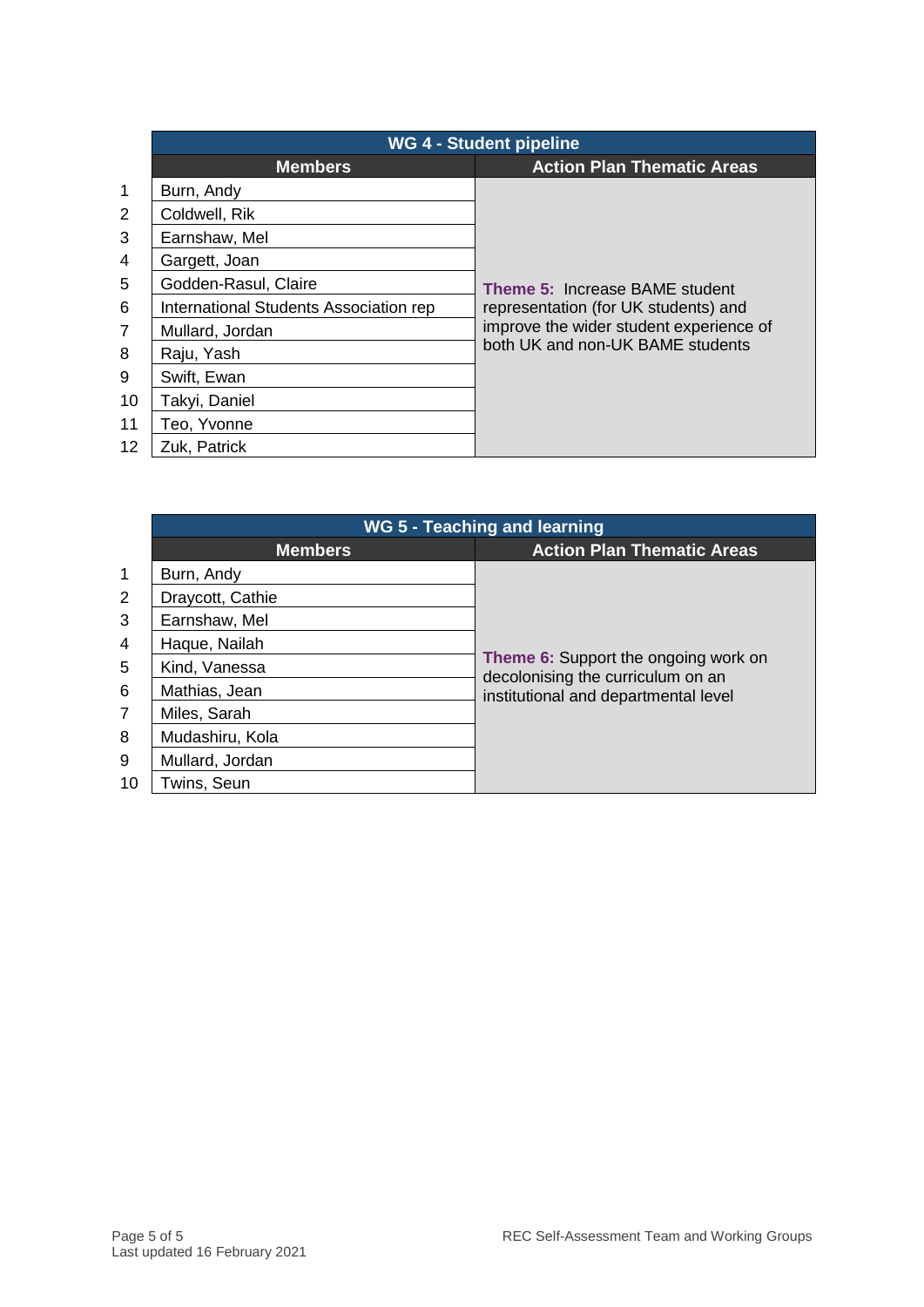| | WG 4 - Student pipeline | |
|---|---|---|
| | **Members** | **Action Plan Thematic Areas** |
| 1 | Burn, Andy | **Theme 5:** Increase BAME student representation (for UK students) and improve the wider student experience of both UK and non-UK BAME students |
| 2 | Coldwell, Rik | |
| 3 | Earnshaw, Mel | |
| 4 | Gargett, Joan | |
| 5 | Godden-Rasul, Claire | |
| 6 | International Students Association rep | |
| 7 | Mullard, Jordan | |
| 8 | Raju, Yash | |
| 9 | Swift, Ewan | |
| 10 | Takyi, Daniel | |
| 11 | Teo, Yvonne | |
| 12 | Zuk, Patrick | |

| | WG 5 - Teaching and learning | |
|---|---|---|
| | **Members** | **Action Plan Thematic Areas** |
| 1 | Burn, Andy | **Theme 6:** Support the ongoing work on decolonising the curriculum on an institutional and departmental level |
| 2 | Draycott, Cathie | |
| 3 | Earnshaw, Mel | |
| 4 | Haque, Nailah | |
| 5 | Kind, Vanessa | |
| 6 | Mathias, Jean | |
| 7 | Miles, Sarah | |
| 8 | Mudashiru, Kola | |
| 9 | Mullard, Jordan | |
| 10 | Twins, Seun | |

Last updated 16 February 2021